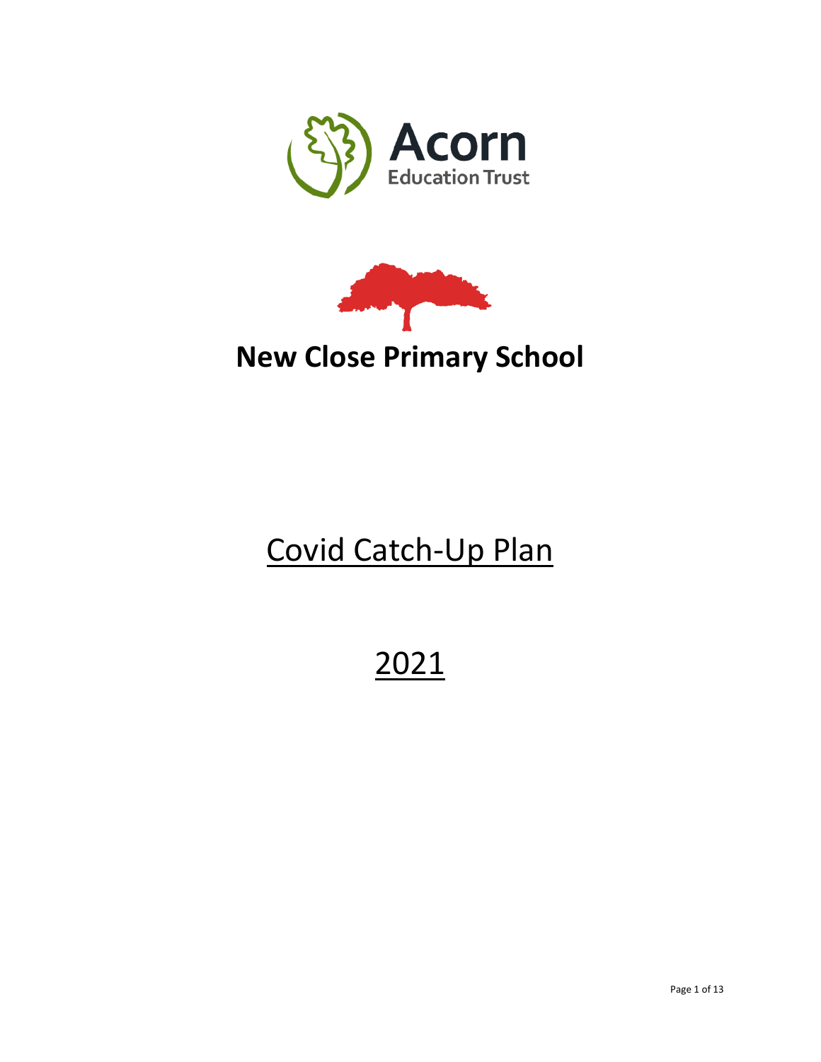Acorn

Education Trust

# New Close Primary School

# Covid Catch-Up Plan

# 2021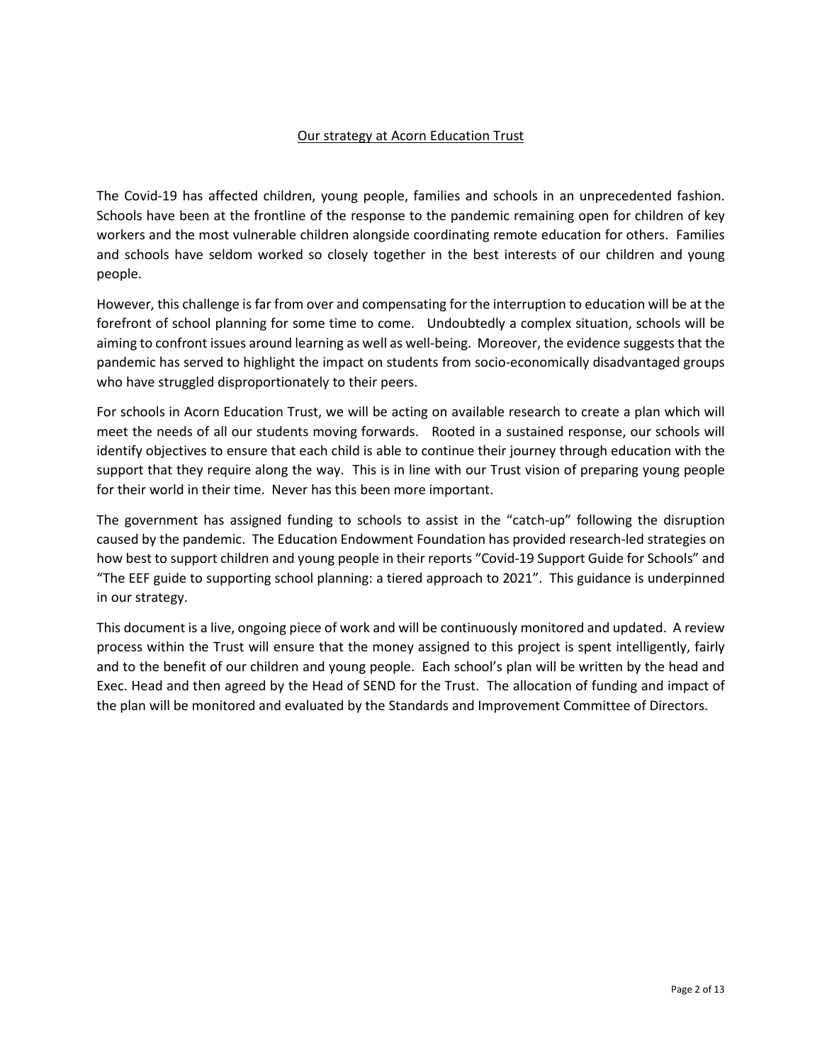## Our strategy at Acorn Education Trust

The Covid-19 has affected children, young people, families and schools in an unprecedented fashion. Schools have been at the frontline of the response to the pandemic remaining open for children of key workers and the most vulnerable children alongside coordinating remote education for others. Families and schools have seldom worked so closely together in the best interests of our children and young people.

However, this challenge is far from over and compensating for the interruption to education will be at the forefront of school planning for some time to come. Undoubtedly a complex situation, schools will be aiming to confront issues around learning as well as well-being. Moreover, the evidence suggests that the pandemic has served to highlight the impact on students from socio-economically disadvantaged groups who have struggled disproportionately to their peers.

For schools in Acorn Education Trust, we will be acting on available research to create a plan which will meet the needs of all our students moving forwards. Rooted in a sustained response, our schools will identify objectives to ensure that each child is able to continue their journey through education with the support that they require along the way. This is in line with our Trust vision of preparing young people for their world in their time. Never has this been more important.

The government has assigned funding to schools to assist in the "catch-up" following the disruption caused by the pandemic. The Education Endowment Foundation has provided research-led strategies on how best to support children and young people in their reports "Covid-19 Support Guide for Schools" and "The EEF guide to supporting school planning: a tiered approach to 2021". This guidance is underpinned in our strategy.

This document is a live, ongoing piece of work and will be continuously monitored and updated. A review process within the Trust will ensure that the money assigned to this project is spent intelligently, fairly and to the benefit of our children and young people. Each school's plan will be written by the head and Exec. Head and then agreed by the Head of SEND for the Trust. The allocation of funding and impact of the plan will be monitored and evaluated by the Standards and Improvement Committee of Directors.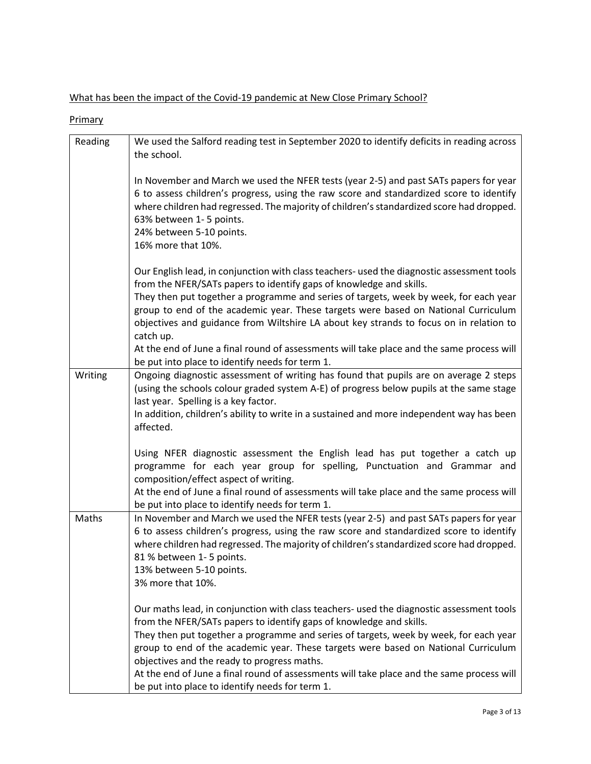What has been the impact of the Covid-19 pandemic at New Close Primary School?

Primary

| | |
|---|---|
| Reading | We used the Salford reading test in September 2020 to identify deficits in reading across the school.<br><br>In November and March we used the NFER tests (year 2-5) and past SATs papers for year 6 to assess children's progress, using the raw score and standardized score to identify where children had regressed. The majority of children's standardized score had dropped.<br>63% between 1- 5 points.<br>24% between 5-10 points.<br>16% more that 10%.<br><br>Our English lead, in conjunction with class teachers- used the diagnostic assessment tools from the NFER/SATs papers to identify gaps of knowledge and skills.<br>They then put together a programme and series of targets, week by week, for each year group to end of the academic year. These targets were based on National Curriculum objectives and guidance from Wiltshire LA about key strands to focus on in relation to catch up.<br>At the end of June a final round of assessments will take place and the same process will be put into place to identify needs for term 1. |
| Writing | Ongoing diagnostic assessment of writing has found that pupils are on average 2 steps (using the schools colour graded system A-E) of progress below pupils at the same stage last year. Spelling is a key factor.<br>In addition, children's ability to write in a sustained and more independent way has been affected.<br><br>Using NFER diagnostic assessment the English lead has put together a catch up programme for each year group for spelling, Punctuation and Grammar and composition/effect aspect of writing.<br>At the end of June a final round of assessments will take place and the same process will be put into place to identify needs for term 1. |
| Maths | In November and March we used the NFER tests (year 2-5) and past SATs papers for year 6 to assess children's progress, using the raw score and standardized score to identify where children had regressed. The majority of children's standardized score had dropped.<br>81 % between 1- 5 points.<br>13% between 5-10 points.<br>3% more that 10%.<br><br>Our maths lead, in conjunction with class teachers- used the diagnostic assessment tools from the NFER/SATs papers to identify gaps of knowledge and skills.<br>They then put together a programme and series of targets, week by week, for each year group to end of the academic year. These targets were based on National Curriculum objectives and the ready to progress maths.<br>At the end of June a final round of assessments will take place and the same process will be put into place to identify needs for term 1. |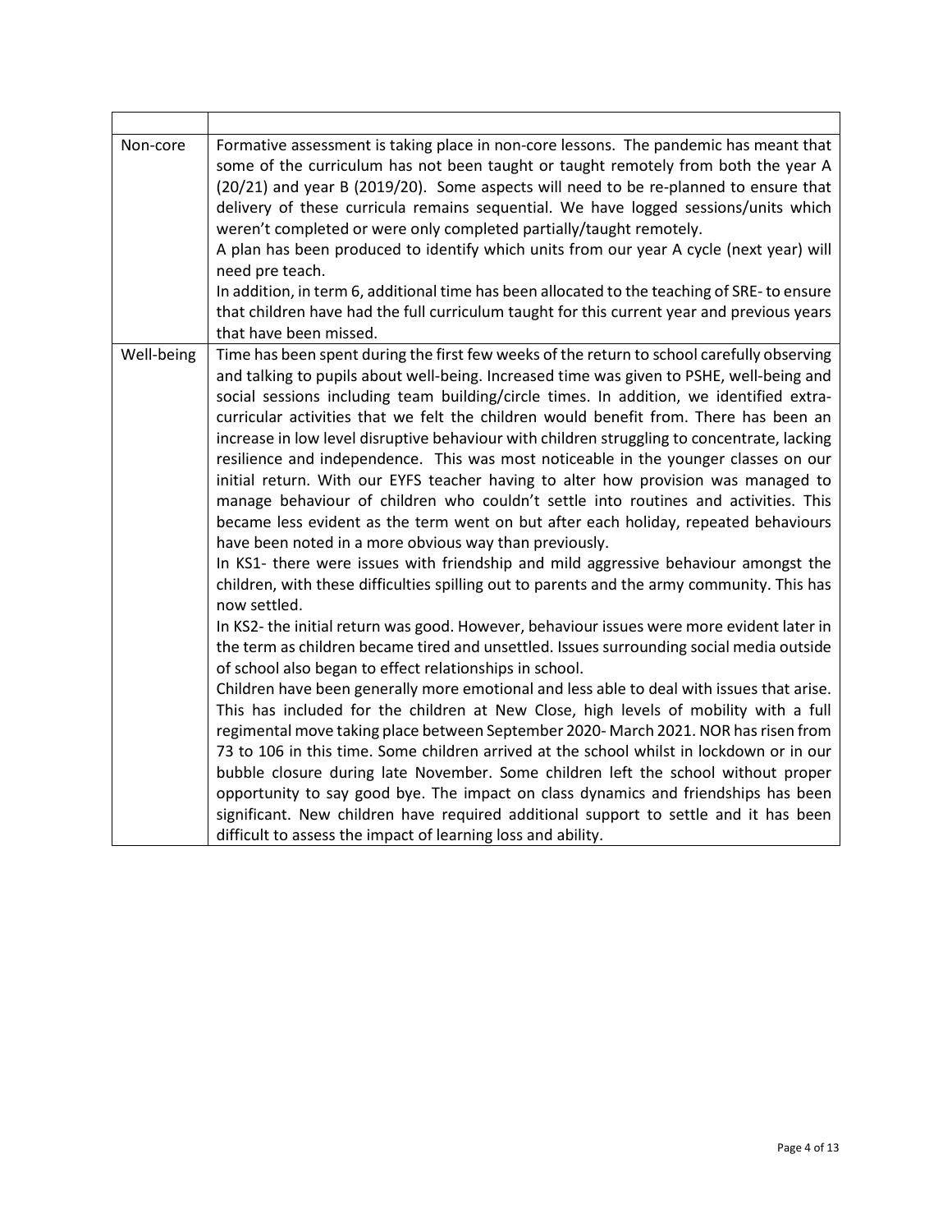| | |
|---|---|
| Non-core | Formative assessment is taking place in non-core lessons. The pandemic has meant that some of the curriculum has not been taught or taught remotely from both the year A (20/21) and year B (2019/20). Some aspects will need to be re-planned to ensure that delivery of these curricula remains sequential. We have logged sessions/units which weren't completed or were only completed partially/taught remotely.<br>A plan has been produced to identify which units from our year A cycle (next year) will need pre teach.<br>In addition, in term 6, additional time has been allocated to the teaching of SRE- to ensure that children have had the full curriculum taught for this current year and previous years that have been missed. |
| Well-being | Time has been spent during the first few weeks of the return to school carefully observing and talking to pupils about well-being. Increased time was given to PSHE, well-being and social sessions including team building/circle times. In addition, we identified extra-curricular activities that we felt the children would benefit from. There has been an increase in low level disruptive behaviour with children struggling to concentrate, lacking resilience and independence. This was most noticeable in the younger classes on our initial return. With our EYFS teacher having to alter how provision was managed to manage behaviour of children who couldn't settle into routines and activities. This became less evident as the term went on but after each holiday, repeated behaviours have been noted in a more obvious way than previously.<br>In KS1- there were issues with friendship and mild aggressive behaviour amongst the children, with these difficulties spilling out to parents and the army community. This has now settled.<br>In KS2- the initial return was good. However, behaviour issues were more evident later in the term as children became tired and unsettled. Issues surrounding social media outside of school also began to effect relationships in school.<br>Children have been generally more emotional and less able to deal with issues that arise. This has included for the children at New Close, high levels of mobility with a full regimental move taking place between September 2020- March 2021. NOR has risen from 73 to 106 in this time. Some children arrived at the school whilst in lockdown or in our bubble closure during late November. Some children left the school without proper opportunity to say good bye. The impact on class dynamics and friendships has been significant. New children have required additional support to settle and it has been difficult to assess the impact of learning loss and ability. |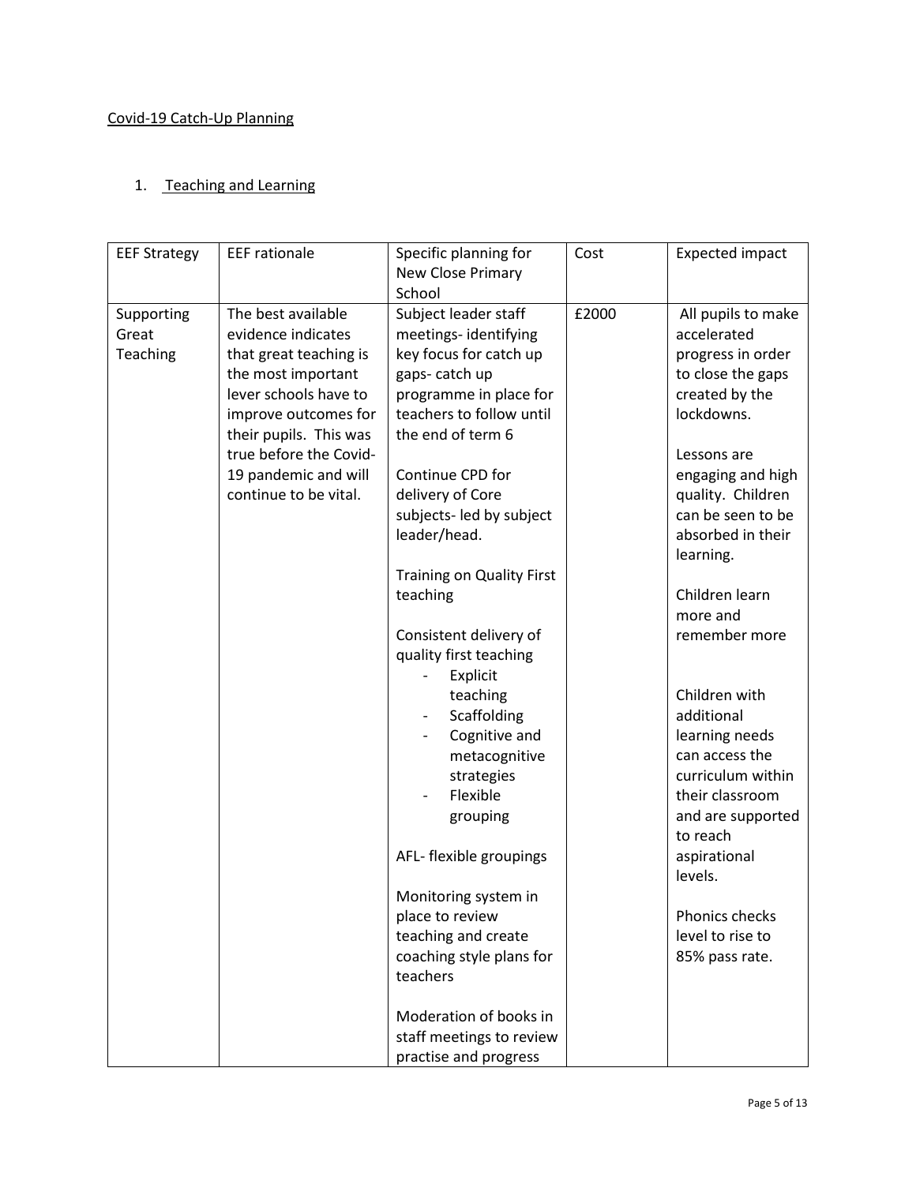Covid-19 Catch-Up Planning

1. Teaching and Learning

| EEF Strategy | EEF rationale | Specific planning for New Close Primary School | Cost | Expected impact |
|---|---|---|---|---|
| Supporting Great Teaching | The best available evidence indicates that great teaching is the most important lever schools have to improve outcomes for their pupils. This was true before the Covid-19 pandemic and will continue to be vital. | Subject leader staff meetings- identifying key focus for catch up gaps- catch up programme in place for teachers to follow until the end of term 6<br><br>Continue CPD for delivery of Core subjects- led by subject leader/head.<br><br>Training on Quality First teaching<br><br>Consistent delivery of quality first teaching<br>- Explicit teaching<br>- Scaffolding<br>- Cognitive and metacognitive strategies<br>- Flexible grouping<br><br>AFL- flexible groupings<br><br>Monitoring system in place to review teaching and create coaching style plans for teachers<br><br>Moderation of books in staff meetings to review practise and progress | £2000 | All pupils to make accelerated progress in order to close the gaps created by the lockdowns.<br><br>Lessons are engaging and high quality. Children can be seen to be absorbed in their learning.<br><br>Children learn more and remember more<br><br>Children with additional learning needs can access the curriculum within their classroom and are supported to reach aspirational levels.<br><br>Phonics checks level to rise to 85% pass rate. |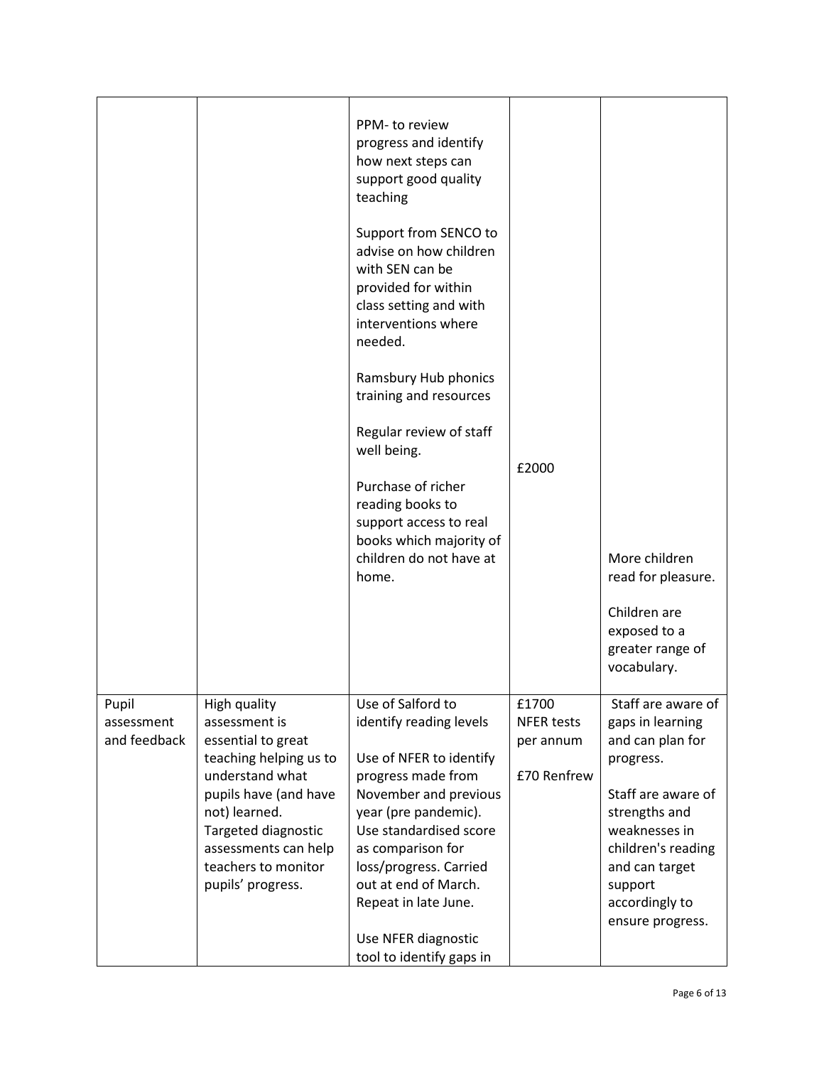| | | | | |
|---|---|---|---|---|
| | | PPM- to review progress and identify how next steps can support good quality teaching<br><br>Support from SENCO to advise on how children with SEN can be provided for within class setting and with interventions where needed.<br><br>Ramsbury Hub phonics training and resources<br><br>Regular review of staff well being.<br><br>Purchase of richer reading books to support access to real books which majority of children do not have at home. | £2000 | More children read for pleasure.<br><br>Children are exposed to a greater range of vocabulary. |
| Pupil assessment and feedback | High quality assessment is essential to great teaching helping us to understand what pupils have (and have not) learned. Targeted diagnostic assessments can help teachers to monitor pupils' progress. | Use of Salford to identify reading levels<br><br>Use of NFER to identify progress made from November and previous year (pre pandemic). Use standardised score as comparison for loss/progress. Carried out at end of March. Repeat in late June.<br><br>Use NFER diagnostic tool to identify gaps in | £1700 NFER tests per annum<br><br>£70 Renfrew | Staff are aware of gaps in learning and can plan for progress.<br><br>Staff are aware of strengths and weaknesses in children's reading and can target support accordingly to ensure progress. |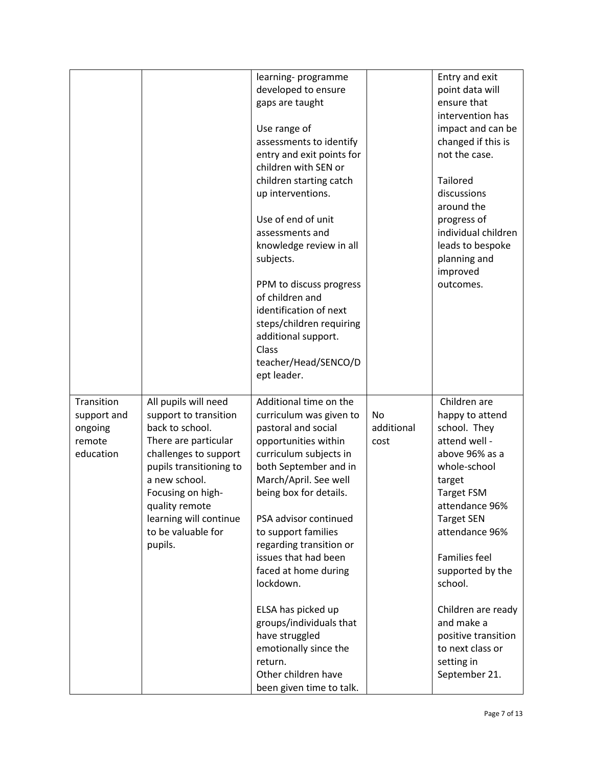| | | | | |
|---|---|---|---|---|
| | | learning- programme developed to ensure gaps are taught<br><br>Use range of assessments to identify entry and exit points for children with SEN or children starting catch up interventions.<br><br>Use of end of unit assessments and knowledge review in all subjects.<br><br>PPM to discuss progress of children and identification of next steps/children requiring additional support. Class teacher/Head/SENCO/Dept leader. | | Entry and exit point data will ensure that intervention has impact and can be changed if this is not the case.<br><br>Tailored discussions around the progress of individual children leads to bespoke planning and improved outcomes. |
| Transition support and ongoing remote education | All pupils will need support to transition back to school. There are particular challenges to support pupils transitioning to a new school. Focusing on high-quality remote learning will continue to be valuable for pupils. | Additional time on the curriculum was given to pastoral and social opportunities within curriculum subjects in both September and in March/April. See well being box for details.<br><br>PSA advisor continued to support families regarding transition or issues that had been faced at home during lockdown.<br><br>ELSA has picked up groups/individuals that have struggled emotionally since the return.<br>Other children have been given time to talk. | No additional cost | Children are happy to attend school. They attend well - above 96% as a whole-school target<br>Target FSM attendance 96%<br>Target SEN attendance 96%<br><br>Families feel supported by the school.<br><br>Children are ready and make a positive transition to next class or setting in September 21. |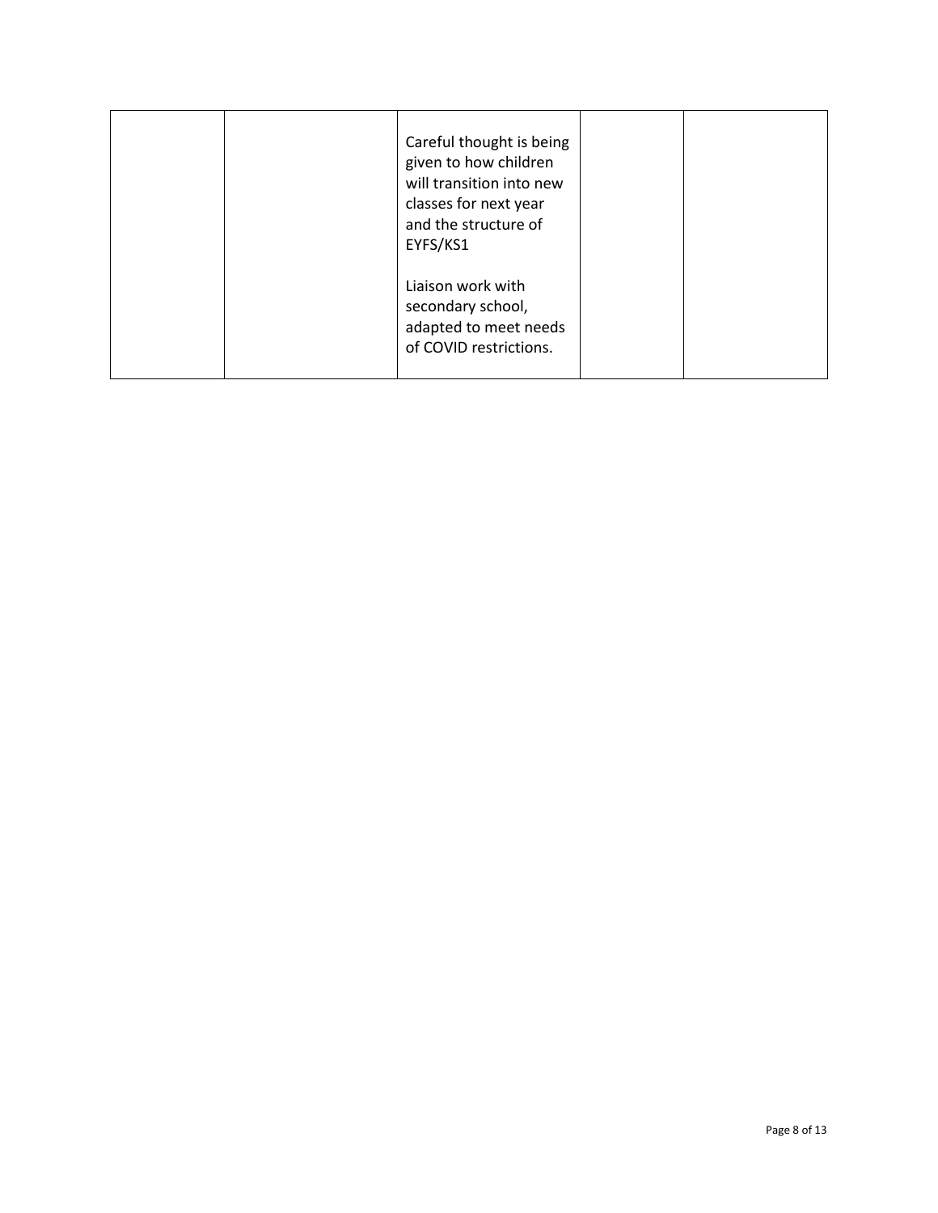| | | | | |
|---|---|---|---|---|
| | | Careful thought is being given to how children will transition into new classes for next year and the structure of EYFS/KS1<br><br>Liaison work with secondary school, adapted to meet needs of COVID restrictions. | | |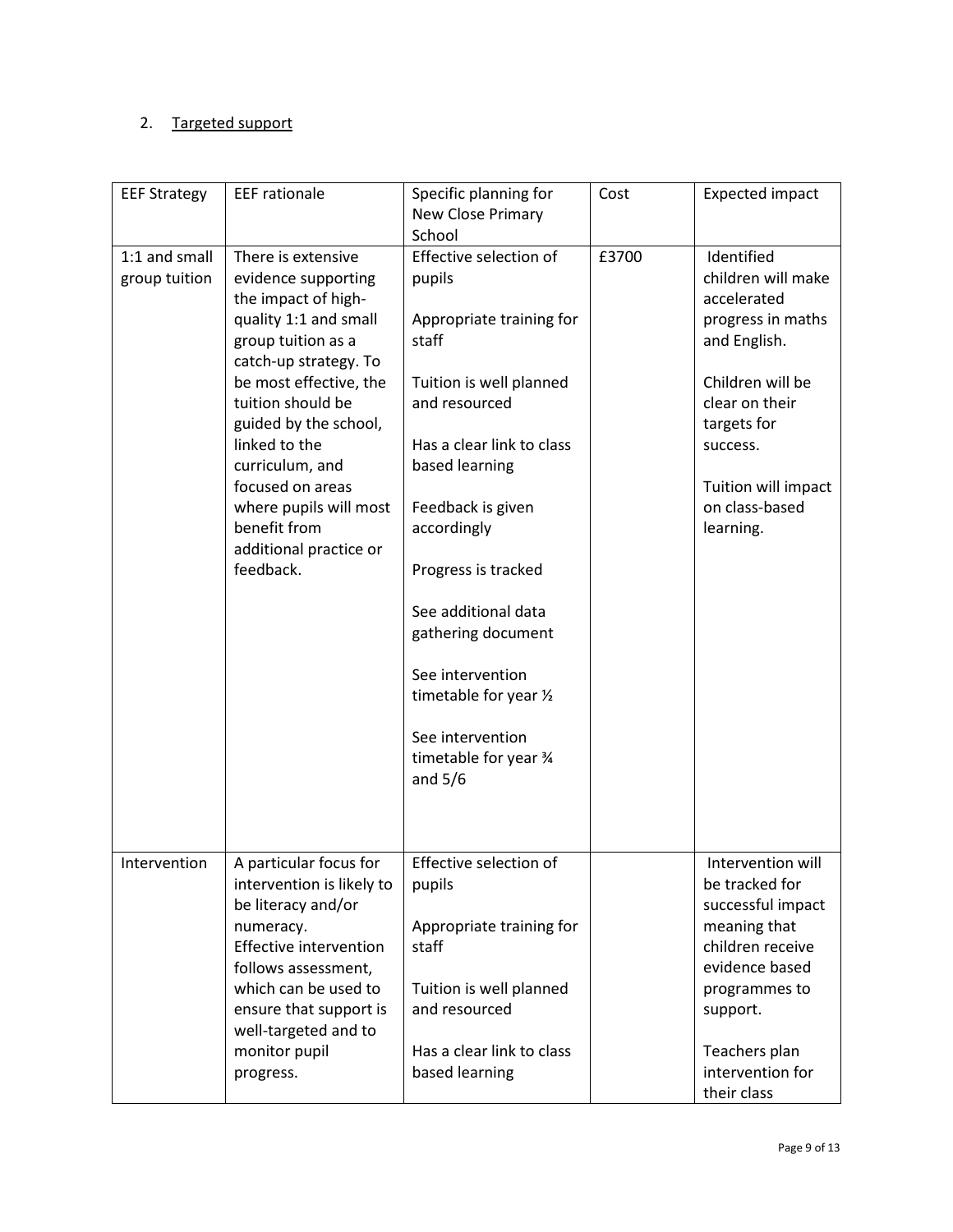2. Targeted support

| EEF Strategy | EEF rationale | Specific planning for New Close Primary School | Cost | Expected impact |
|---|---|---|---|---|
| 1:1 and small group tuition | There is extensive evidence supporting the impact of high-quality 1:1 and small group tuition as a catch-up strategy. To be most effective, the tuition should be guided by the school, linked to the curriculum, and focused on areas where pupils will most benefit from additional practice or feedback. | Effective selection of pupils<br><br>Appropriate training for staff<br><br>Tuition is well planned and resourced<br><br>Has a clear link to class based learning<br><br>Feedback is given accordingly<br><br>Progress is tracked<br><br>See additional data gathering document<br><br>See intervention timetable for year ½<br><br>See intervention timetable for year ¾ and 5/6 | £3700 | Identified children will make accelerated progress in maths and English.<br><br>Children will be clear on their targets for success.<br><br>Tuition will impact on class-based learning. |
| Intervention | A particular focus for intervention is likely to be literacy and/or numeracy.<br>Effective intervention follows assessment, which can be used to ensure that support is well-targeted and to monitor pupil progress. | Effective selection of pupils<br><br>Appropriate training for staff<br><br>Tuition is well planned and resourced<br><br>Has a clear link to class based learning | | Intervention will be tracked for successful impact meaning that children receive evidence based programmes to support.<br><br>Teachers plan intervention for their class |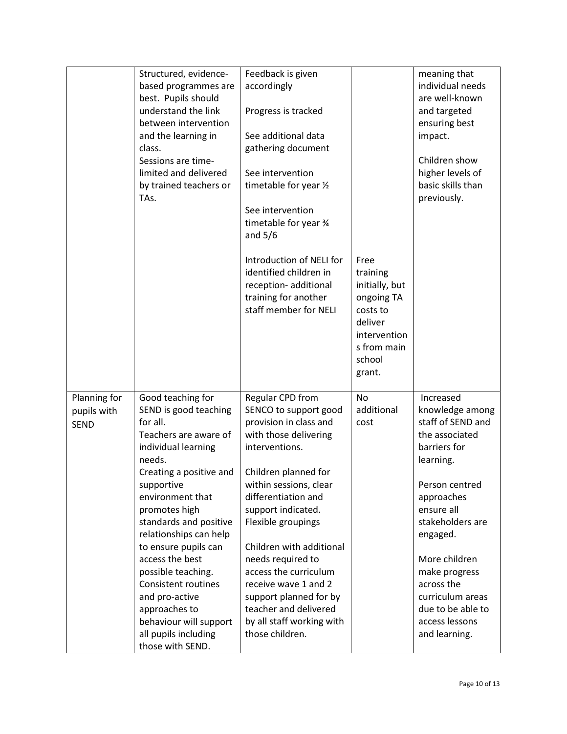| | | | | |
|---|---|---|---|---|
| | Structured, evidence-based programmes are best. Pupils should understand the link between intervention and the learning in class.<br>Sessions are time-limited and delivered by trained teachers or TAs. | Feedback is given accordingly<br><br>Progress is tracked<br><br>See additional data gathering document<br><br>See intervention timetable for year ½<br><br>See intervention timetable for year ¾ and 5/6<br><br>Introduction of NELI for identified children in reception- additional training for another staff member for NELI | Free training initially, but ongoing TA costs to deliver interventions from main school grant. | meaning that individual needs are well-known and targeted ensuring best impact.<br><br>Children show higher levels of basic skills than previously. |
| Planning for pupils with SEND | Good teaching for SEND is good teaching for all.<br>Teachers are aware of individual learning needs.<br>Creating a positive and supportive environment that promotes high standards and positive relationships can help to ensure pupils can access the best possible teaching.<br>Consistent routines and pro-active approaches to behaviour will support all pupils including those with SEND. | Regular CPD from SENCO to support good provision in class and with those delivering interventions.<br><br>Children planned for within sessions, clear differentiation and support indicated.<br>Flexible groupings<br><br>Children with additional needs required to access the curriculum receive wave 1 and 2 support planned for by teacher and delivered by all staff working with those children. | No additional cost | Increased knowledge among staff of SEND and the associated barriers for learning.<br><br>Person centred approaches ensure all stakeholders are engaged.<br><br>More children make progress across the curriculum areas due to be able to access lessons and learning. |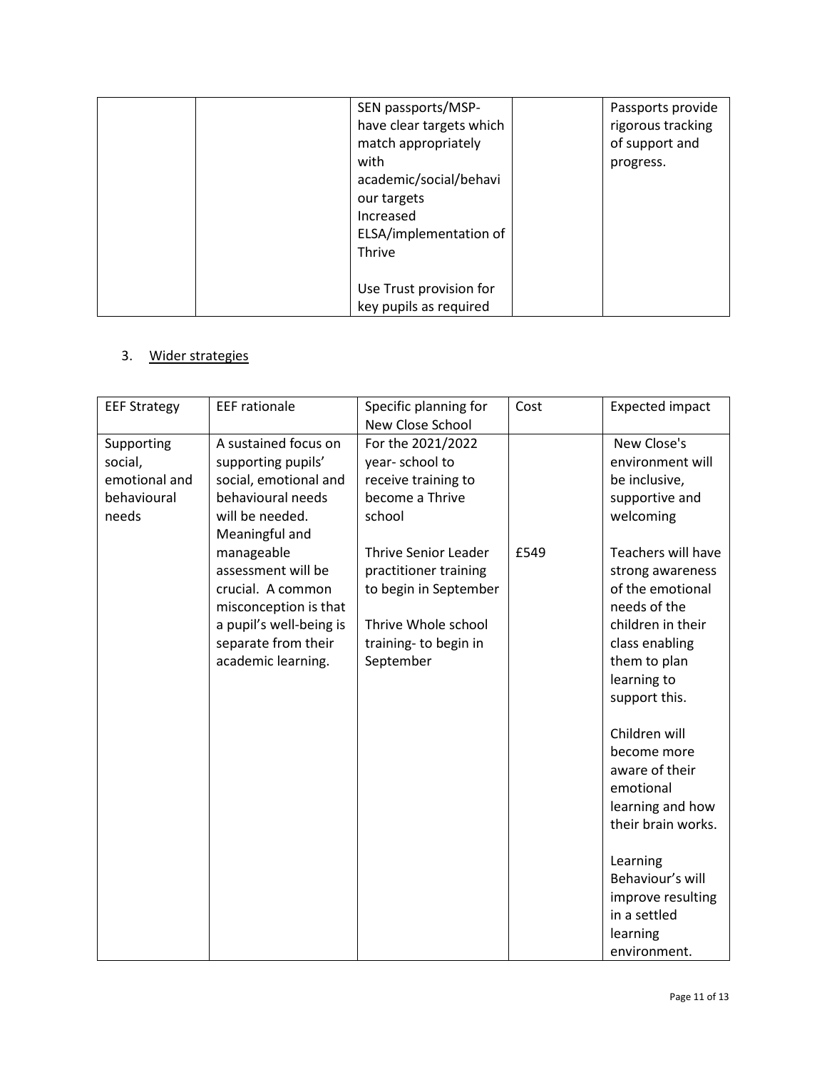| | | SEN passports/MSP- have clear targets which match appropriately with academic/social/behaviour targets<br>Increased ELSA/implementation of Thrive<br><br>Use Trust provision for key pupils as required | | Passports provide rigorous tracking of support and progress. |
|---|---|---|---|---|

3. Wider strategies

| EEF Strategy | EEF rationale | Specific planning for New Close School | Cost | Expected impact |
|---|---|---|---|---|
| Supporting social, emotional and behavioural needs | A sustained focus on supporting pupils' social, emotional and behavioural needs will be needed. Meaningful and manageable assessment will be crucial. A common misconception is that a pupil's well-being is separate from their academic learning. | For the 2021/2022 year- school to receive training to become a Thrive school<br><br>Thrive Senior Leader practitioner training to begin in September<br><br>Thrive Whole school training- to begin in September | £549 | New Close's environment will be inclusive, supportive and welcoming<br><br>Teachers will have strong awareness of the emotional needs of the children in their class enabling them to plan learning to support this.<br><br>Children will become more aware of their emotional learning and how their brain works.<br><br>Learning Behaviour's will improve resulting in a settled learning environment. |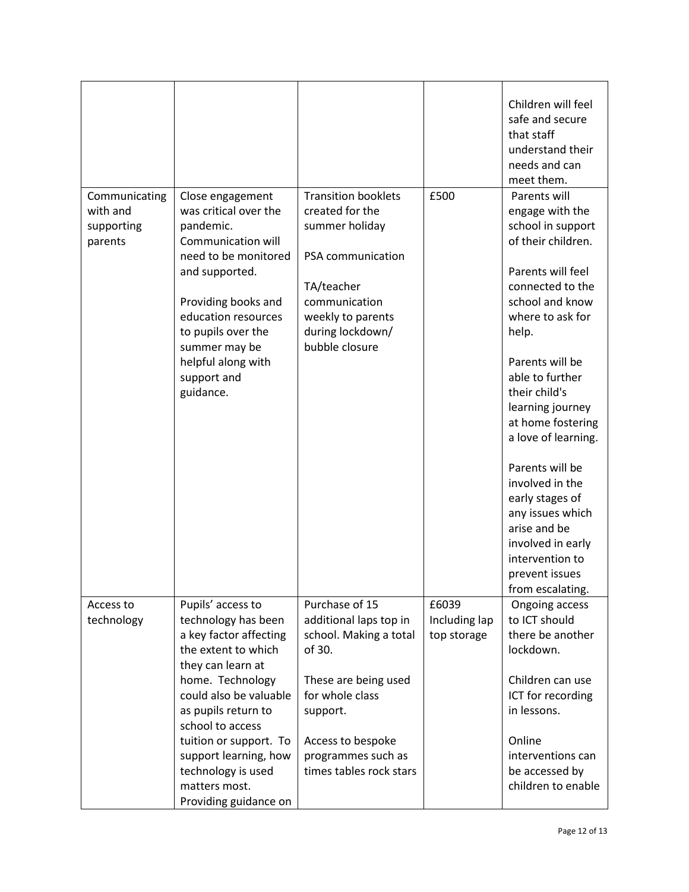| | | | | |
|---|---|---|---|---|
| | | | | Children will feel safe and secure that staff understand their needs and can meet them. |
| Communicating with and supporting parents | Close engagement was critical over the pandemic. Communication will need to be monitored and supported.<br><br>Providing books and education resources to pupils over the summer may be helpful along with support and guidance. | Transition booklets created for the summer holiday<br><br>PSA communication<br><br>TA/teacher communication weekly to parents during lockdown/ bubble closure | £500 | Parents will engage with the school in support of their children.<br><br>Parents will feel connected to the school and know where to ask for help.<br><br>Parents will be able to further their child's learning journey at home fostering a love of learning.<br><br>Parents will be involved in the early stages of any issues which arise and be involved in early intervention to prevent issues from escalating. |
| Access to technology | Pupils' access to technology has been a key factor affecting the extent to which they can learn at home. Technology could also be valuable as pupils return to school to access tuition or support. To support learning, how technology is used matters most. Providing guidance on | Purchase of 15 additional laps top in school. Making a total of 30.<br><br>These are being used for whole class support.<br><br>Access to bespoke programmes such as times tables rock stars | £6039 Including lap top storage | Ongoing access to ICT should there be another lockdown.<br><br>Children can use ICT for recording in lessons.<br><br>Online interventions can be accessed by children to enable |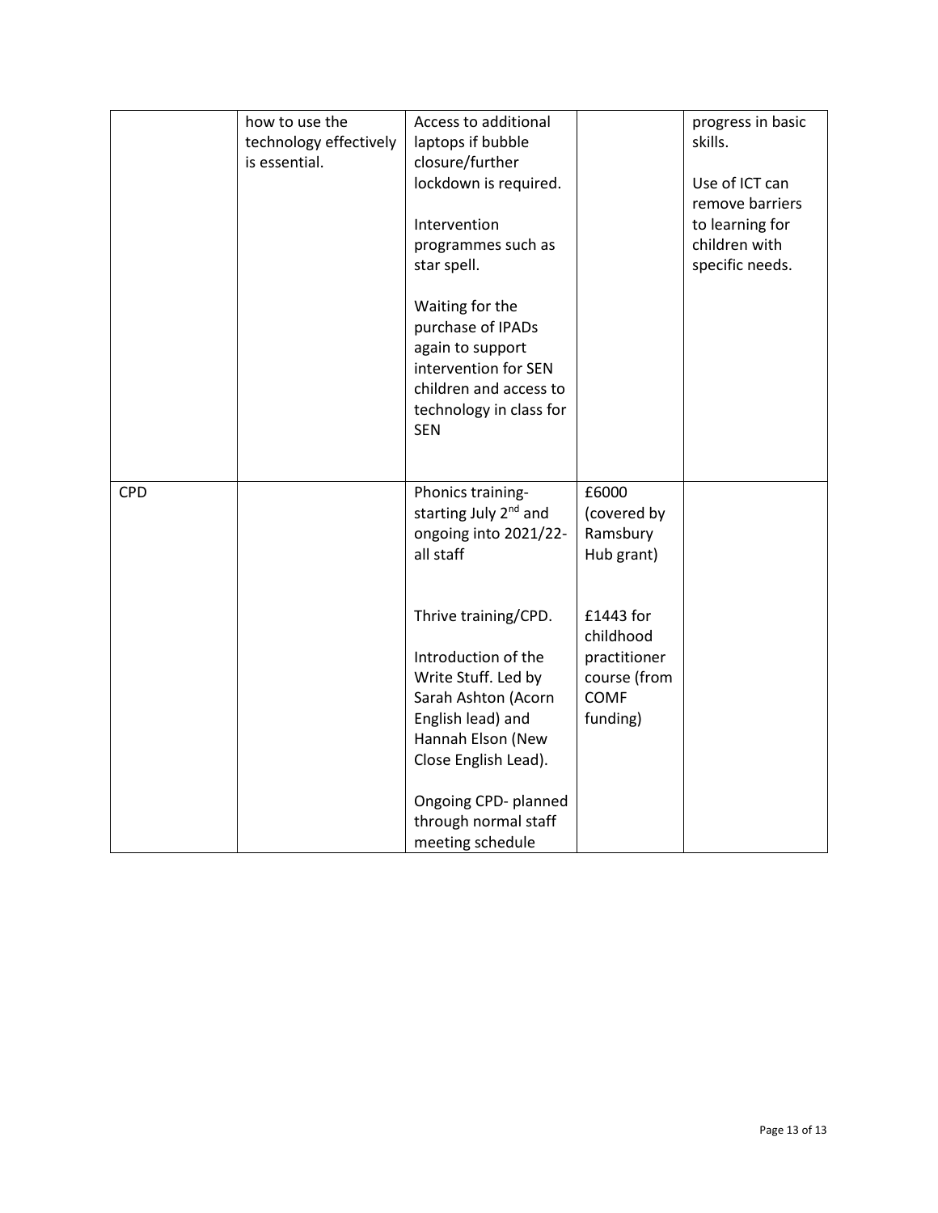| | | | | |
|---|---|---|---|---|
| | how to use the technology effectively is essential. | Access to additional laptops if bubble closure/further lockdown is required.<br><br>Intervention programmes such as star spell.<br><br>Waiting for the purchase of IPADs again to support intervention for SEN children and access to technology in class for SEN | | progress in basic skills.<br><br>Use of ICT can remove barriers to learning for children with specific needs. |
| CPD | | Phonics training- starting July 2nd and ongoing into 2021/22- all staff<br><br>Thrive training/CPD.<br><br>Introduction of the Write Stuff. Led by Sarah Ashton (Acorn English lead) and Hannah Elson (New Close English Lead).<br><br>Ongoing CPD- planned through normal staff meeting schedule | £6000 (covered by Ramsbury Hub grant)<br><br>£1443 for childhood practitioner course (from COMF funding) | |